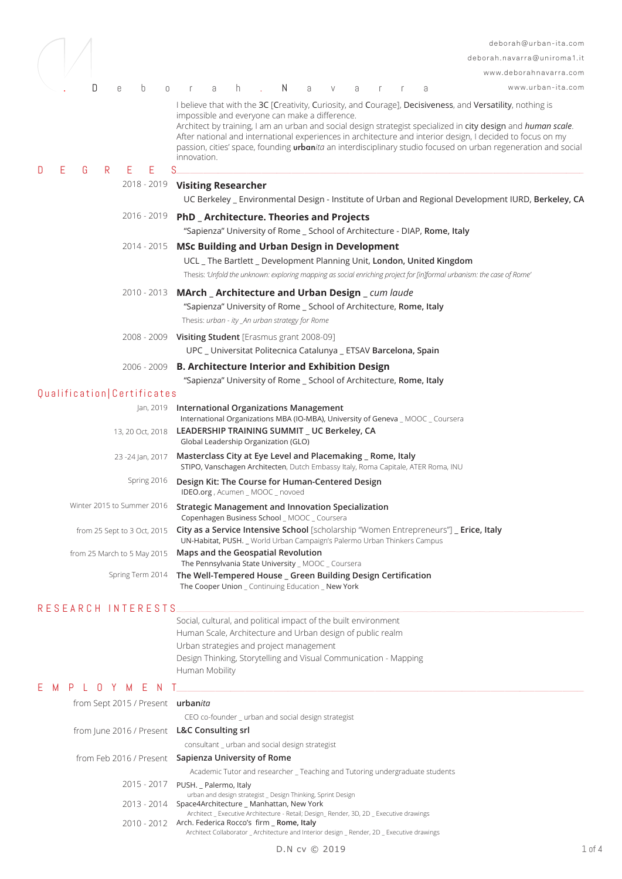deborah@urban-ita.com
deborah.navarra@uniroma1.it
www.deborahnavarra.com
www.urban-ita.com

# Deborah Navarra

I believe that with the 3C [Creativity, Curiosity, and Courage], Decisiveness, and Versatility, nothing is impossible and everyone can make a difference.
Architect by training, I am an urban and social design strategist specialized in city design and *human scale*.
After national and international experiences in architecture and interior design, I decided to focus on my passion, cities' space, founding **urban***ita* an interdisciplinary studio focused on urban regeneration and social innovation.

## DEGREES

2018 - 2019 **Visiting Researcher**
UC Berkeley _ Environmental Design - Institute of Urban and Regional Development IURD, **Berkeley, CA**

2016 - 2019 **PhD _ Architecture. Theories and Projects**
"Sapienza" University of Rome _ School of Architecture - DIAP, **Rome, Italy**

2014 - 2015 **MSc Building and Urban Design in Development**
UCL _ The Bartlett _ Development Planning Unit, **London, United Kingdom**
Thesis: *'Unfold the unknown: exploring mapping as social enriching project for [in]formal urbanism: the case of Rome'*

2010 - 2013 **MArch _ Architecture and Urban Design** _ *cum laude*
"Sapienza" University of Rome _ School of Architecture, **Rome, Italy**
Thesis: *urban - ity _An urban strategy for Rome*

2008 - 2009 **Visiting Student** [Erasmus grant 2008-09]
UPC _ Universitat Politecnica Catalunya _ ETSAV **Barcelona, Spain**

2006 - 2009 **B. Architecture Interior and Exhibition Design**
"Sapienza" University of Rome _ School of Architecture, **Rome, Italy**

## Qualification|Certificates

Jan, 2019 **International Organizations Management**
International Organizations MBA (IO-MBA), University of Geneva _ MOOC _ Coursera

13, 20 Oct, 2018 **LEADERSHIP TRAINING SUMMIT _ UC Berkeley, CA**
Global Leadership Organization (GLO)

23 -24 Jan, 2017 **Masterclass City at Eye Level and Placemaking _ Rome, Italy**
STIPO, Vanschagen Architecten, Dutch Embassy Italy, Roma Capitale, ATER Roma, INU

Spring 2016 **Design Kit: The Course for Human-Centered Design**
IDEO.org , Acumen _ MOOC _ novoed

Winter 2015 to Summer 2016 **Strategic Management and Innovation Specialization**
Copenhagen Business School _ MOOC _ Coursera

from 25 Sept to 3 Oct, 2015 **City as a Service Intensive School** [scholarship "Women Entrepreneurs"] **_ Erice, Italy**
UN-Habitat, PUSH. _ World Urban Campaign's Palermo Urban Thinkers Campus

from 25 March to 5 May 2015 **Maps and the Geospatial Revolution**
The Pennsylvania State University _ MOOC _ Coursera

Spring Term 2014 **The Well-Tempered House _ Green Building Design Certification**
The Cooper Union _ Continuing Education _ New York

## RESEARCH INTERESTS

Social, cultural, and political impact of the built environment
Human Scale, Architecture and Urban design of public realm
Urban strategies and project management
Design Thinking, Storytelling and Visual Communication - Mapping
Human Mobility

## EMPLOYMENT

from Sept 2015 / Present **urban***ita*
CEO co-founder _ urban and social design strategist

from June 2016 / Present **L&C Consulting srl**
consultant _ urban and social design strategist

from Feb 2016 / Present **Sapienza University of Rome**
Academic Tutor and researcher _ Teaching and Tutoring undergraduate students

2015 - 2017 PUSH. _ Palermo, Italy
urban and design strategist _ Design Thinking, Sprint Design

2013 - 2014 Space4Architecture _ Manhattan, New York
Architect _ Executive Architecture - Retail; Design_ Render, 3D, 2D _ Executive drawings

2010 - 2012 Arch. Federica Rocco's firm _ **Rome, Italy**
Architect Collaborator _ Architecture and Interior design _ Render, 2D _ Executive drawings

D.N cv © 2019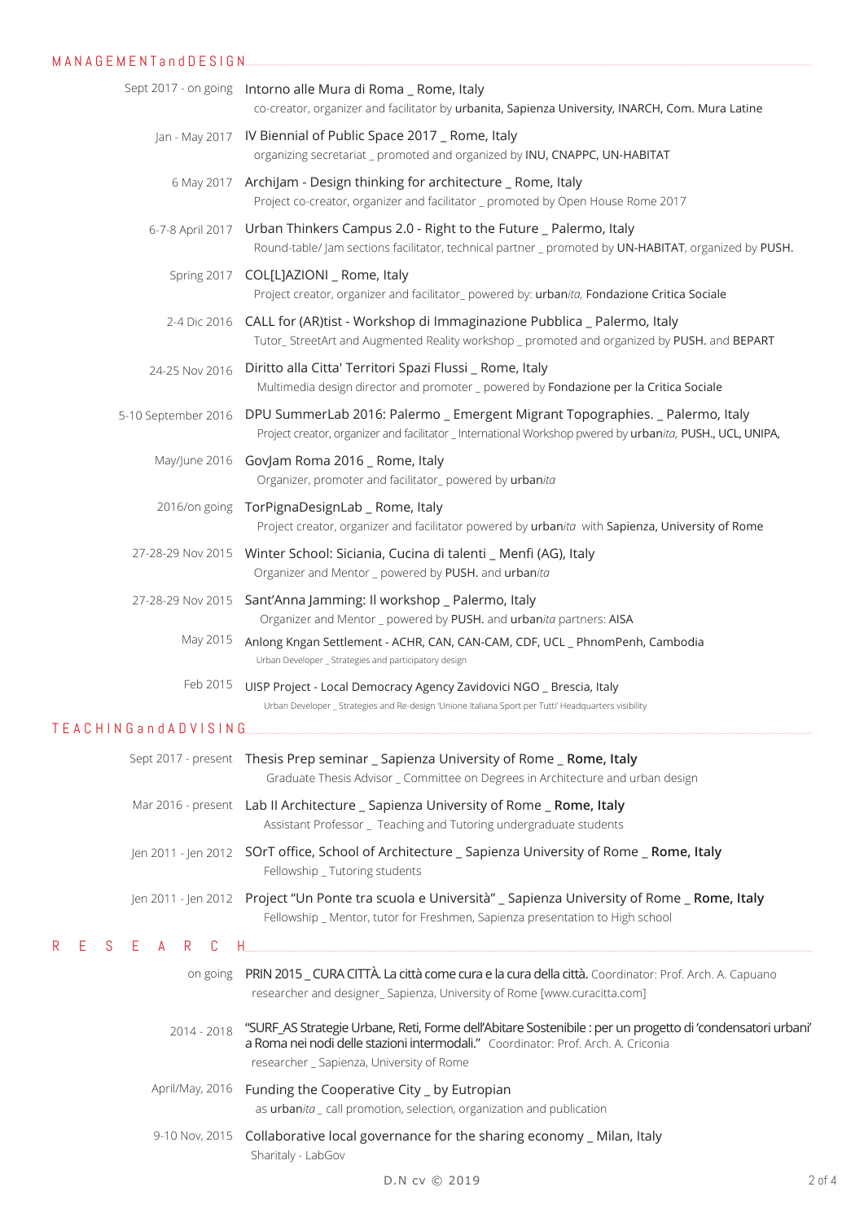## MANAGEMENT and DESIGN

Sept 2017 - on going | Intorno alle Mura di Roma _ Rome, Italy
co-creator, organizer and facilitator by **urbanita, Sapienza University, INARCH, Com. Mura Latine**

Jan - May 2017 | IV Biennial of Public Space 2017 _ Rome, Italy
organizing secretariat _ promoted and organized by **INU, CNAPPC, UN-HABITAT**

6 May 2017 | ArchiJam - Design thinking for architecture _ Rome, Italy
Project co-creator, organizer and facilitator _ promoted by Open House Rome 2017

6-7-8 April 2017 | Urban Thinkers Campus 2.0 - Right to the Future _ Palermo, Italy
Round-table/ Jam sections facilitator, technical partner _ promoted by **UN-HABITAT**, organized by **PUSH.**

Spring 2017 | COL[L]AZIONI _ Rome, Italy
Project creator, organizer and facilitator_ powered by: **urban***ita,* **Fondazione Critica Sociale**

2-4 Dic 2016 | CALL for (AR)tist - Workshop di Immaginazione Pubblica _ Palermo, Italy
Tutor_ StreetArt and Augmented Reality workshop _ promoted and organized by **PUSH.** and **BEPART**

24-25 Nov 2016 | Diritto alla Citta' Territori Spazi Flussi _ Rome, Italy
Multimedia design director and promoter _ powered by **Fondazione per la Critica Sociale**

5-10 September 2016 | DPU SummerLab 2016: Palermo _ Emergent Migrant Topographies. _ Palermo, Italy
Project creator, organizer and facilitator _ International Workshop pwered by **urban***ita,* **PUSH., UCL, UNIPA,**

May/June 2016 | GovJam Roma 2016 _ Rome, Italy
Organizer, promoter and facilitator_ powered by **urban***ita*

2016/on going | TorPignaDesignLab _ Rome, Italy
Project creator, organizer and facilitator powered by **urban***ita* with **Sapienza, University of Rome**

27-28-29 Nov 2015 | Winter School: Siciania, Cucina di talenti _ Menfi (AG), Italy
Organizer and Mentor _ powered by **PUSH.** and **urban***ita*

27-28-29 Nov 2015 | Sant'Anna Jamming: Il workshop _ Palermo, Italy
Organizer and Mentor _ powered by **PUSH.** and **urban***ita* partners: **AISA**

May 2015 | Anlong Kngan Settlement - ACHR, CAN, CAN-CAM, CDF, UCL _ PhnomPenh, Cambodia
Urban Developer _ Strategies and participatory design

Feb 2015 | UISP Project - Local Democracy Agency Zavidovici NGO _ Brescia, Italy
Urban Developer _ Strategies and Re-design 'Unione Italiana Sport per Tutti' Headquarters visibility

## TEACHING and ADVISING

Sept 2017 - present | Thesis Prep seminar _ Sapienza University of Rome _ **Rome, Italy**
Graduate Thesis Advisor _ Committee on Degrees in Architecture and urban design

Mar 2016 - present | Lab II Architecture _ Sapienza University of Rome _ **Rome, Italy**
Assistant Professor _ Teaching and Tutoring undergraduate students

Jen 2011 - Jen 2012 | SOrT office, School of Architecture _ Sapienza University of Rome _ **Rome, Italy**
Fellowship _ Tutoring students

Jen 2011 - Jen 2012 | Project "Un Ponte tra scuola e Università" _ Sapienza University of Rome _ **Rome, Italy**
Fellowship _ Mentor, tutor for Freshmen, Sapienza presentation to High school

## RESEARCH

on going | PRIN 2015 _ CURA CITTÀ. La città come cura e la cura della città. Coordinator: Prof. Arch. A. Capuano
researcher and designer_ Sapienza, University of Rome [www.curacitta.com]

2014 - 2018 | "SURF_AS Strategie Urbane, Reti, Forme dell'Abitare Sostenibile : per un progetto di 'condensatori urbani' a Roma nei nodi delle stazioni intermodali." Coordinator: Prof. Arch. A. Criconia
researcher _ Sapienza, University of Rome

April/May, 2016 | Funding the Cooperative City _ by Eutropian
as **urban***ita* _ call promotion, selection, organization and publication

9-10 Nov, 2015 | Collaborative local governance for the sharing economy _ Milan, Italy
Sharitaly - LabGov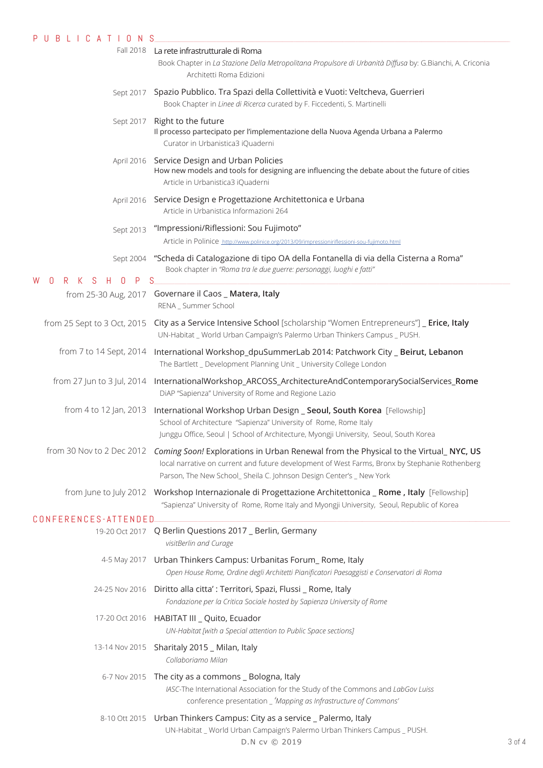## PUBLICATIONS

Fall 2018 — La rete infrastrutturale di Roma
Book Chapter in *La Stazione Della Metropolitana Propulsore di Urbanità Diffusa* by: G.Bianchi, A. Criconia
Architetti Roma Edizioni

Sept 2017 — Spazio Pubblico. Tra Spazi della Collettività e Vuoti: Veltcheva, Guerrieri
Book Chapter in *Linee di Ricerca* curated by F. Ficcedenti, S. Martinelli

Sept 2017 — Right to the future
Il processo partecipato per l'implementazione della Nuova Agenda Urbana a Palermo
Curator in Urbanistica3 iQuaderni

April 2016 — Service Design and Urban Policies
How new models and tools for designing are influencing the debate about the future of cities
Article in Urbanistica3 iQuaderni

April 2016 — Service Design e Progettazione Architettonica e Urbana
Article in Urbanistica Informazioni 264

Sept 2013 — "Impressioni/Riflessioni: Sou Fujimoto"
Article in Polinice http://www.polince.org/2013/09/impressioniriflessioni-sou-fujimoto.html

Sept 2004 — "Scheda di Catalogazione di tipo OA della Fontanella di via della Cisterna a Roma"
Book chapter in *"Roma tra le due guerre: personaggi, luoghi e fatti"*

## WORKSHOPS

from 25-30 Aug, 2017 — Governare il Caos _ **Matera, Italy**
RENA _ Summer School

from 25 Sept to 3 Oct, 2015 — City as a Service Intensive School [scholarship "Women Entrepreneurs"] _ **Erice, Italy**
UN-Habitat _ World Urban Campaign's Palermo Urban Thinkers Campus _ PUSH.

from 7 to 14 Sept, 2014 — International Workshop_dpuSummerLab 2014: Patchwork City _ **Beirut, Lebanon**
The Bartlett _ Development Planning Unit _ University College London

from 27 Jun to 3 Jul, 2014 — InternationalWorkshop_ARCOSS_ArchitectureAndContemporarySocialServices_**Rome**
DiAP "Sapienza" University of Rome and Regione Lazio

from 4 to 12 Jan, 2013 — International Workshop Urban Design _ **Seoul, South Korea** [Fellowship]
School of Architecture "Sapienza" University of Rome, Rome Italy
Junggu Office, Seoul | School of Architecture, Myongji University, Seoul, South Korea

from 30 Nov to 2 Dec 2012 — *Coming Soon!* Explorations in Urban Renewal from the Physical to the Virtual_ **NYC, US**
local narrative on current and future development of West Farms, Bronx by Stephanie Rothenberg
Parson, The New School_ Sheila C. Johnson Design Center's _ New York

from June to July 2012 — Workshop Internazionale di Progettazione Architettonica _ **Rome , Italy** [Fellowship]
"Sapienza" University of Rome, Rome Italy and Myongji University, Seoul, Republic of Korea

## CONFERENCES-ATTENDED

19-20 Oct 2017 — Q Berlin Questions 2017 _ Berlin, Germany
*visitBerlin and Curage*

4-5 May 2017 — Urban Thinkers Campus: Urbanitas Forum_ Rome, Italy
*Open House Rome, Ordine degli Architetti Pianificatori Paesaggisti e Conservatori di Roma*

24-25 Nov 2016 — Diritto alla citta' : Territori, Spazi, Flussi _ Rome, Italy
*Fondazione per la Critica Sociale hosted by Sapienza University of Rome*

17-20 Oct 2016 — HABITAT III _ Quito, Ecuador
*UN-Habitat [with a Special attention to Public Space sections]*

13-14 Nov 2015 — Sharitaly 2015 _ Milan, Italy
*Collaboriamo Milan*

6-7 Nov 2015 — The city as a commons _ Bologna, Italy
*IASC*-The International Association for the Study of the Commons and *LabGov Luiss*
conference presentation _ *'Mapping as Infrastructure of Commons'*

8-10 Ott 2015 — Urban Thinkers Campus: City as a service _ Palermo, Italy
UN-Habitat _ World Urban Campaign's Palermo Urban Thinkers Campus _ PUSH.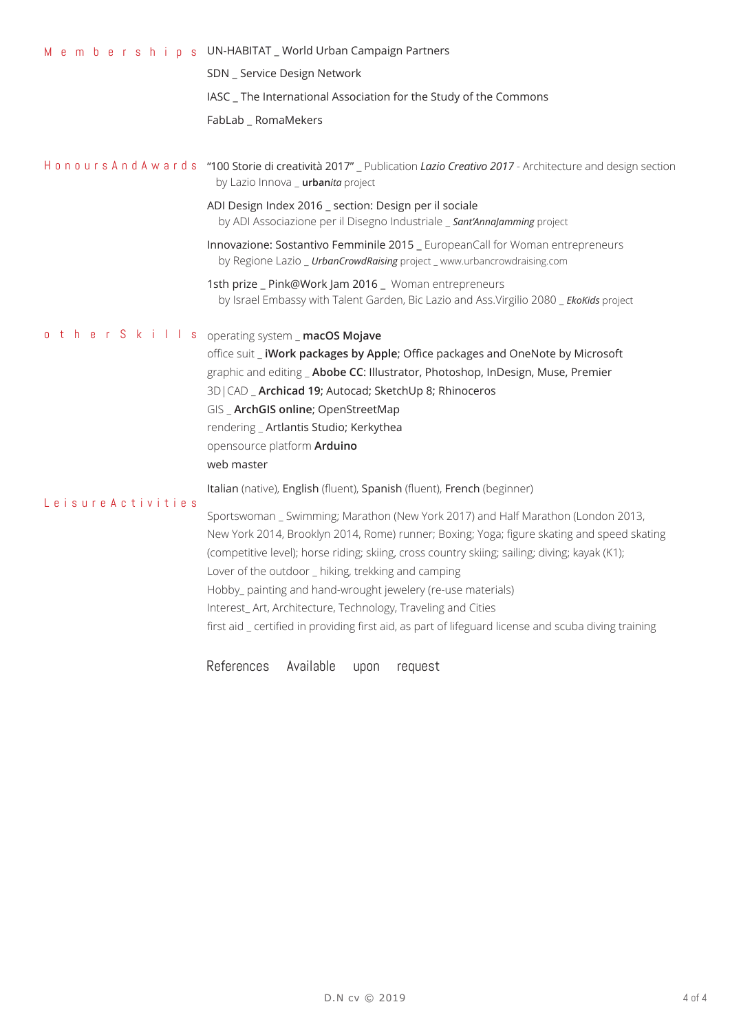## Memberships

UN-HABITAT _ World Urban Campaign Partners

SDN _ Service Design Network

IASC _ The International Association for the Study of the Commons

FabLab _ RomaMekers

## HonoursAndAwards

"100 Storie di creatività 2017" _ Publication *Lazio Creativo 2017* - Architecture and design section
by Lazio Innova _ **urban***ita* project

ADI Design Index 2016 _ section: Design per il sociale
by ADI Associazione per il Disegno Industriale _ ***Sant'AnnaJamming*** project

Innovazione: Sostantivo Femminile 2015 _ EuropeanCall for Woman entrepreneurs
by Regione Lazio _ ***UrbanCrowdRaising*** project _ www.urbancrowdraising.com

1sth prize _ Pink@Work Jam 2016 _ Woman entrepreneurs
by Israel Embassy with Talent Garden, Bic Lazio and Ass.Virgilio 2080 _ ***EkoKids*** project

## otherSkills

operating system _ **macOS Mojave**
office suit _ **iWork packages by Apple**; Office packages and OneNote by Microsoft
graphic and editing _ **Abobe CC**: Illustrator, Photoshop, InDesign, Muse, Premier
3D|CAD _ **Archicad 19**; Autocad; SketchUp 8; Rhinoceros
GIS _ **ArchGIS online**; OpenStreetMap
rendering _ Artlantis Studio; Kerkythea
opensource platform **Arduino**
web master

Italian (native), English (fluent), Spanish (fluent), French (beginner)

## LeisureActivities

Sportswoman _ Swimming; Marathon (New York 2017) and Half Marathon (London 2013, New York 2014, Brooklyn 2014, Rome) runner; Boxing; Yoga; figure skating and speed skating (competitive level); horse riding; skiing, cross country skiing; sailing; diving; kayak (K1);
Lover of the outdoor _ hiking, trekking and camping
Hobby_ painting and hand-wrought jewelery (re-use materials)
Interest_ Art, Architecture, Technology, Traveling and Cities
first aid _ certified in providing first aid, as part of lifeguard license and scuba diving training

References Available upon request